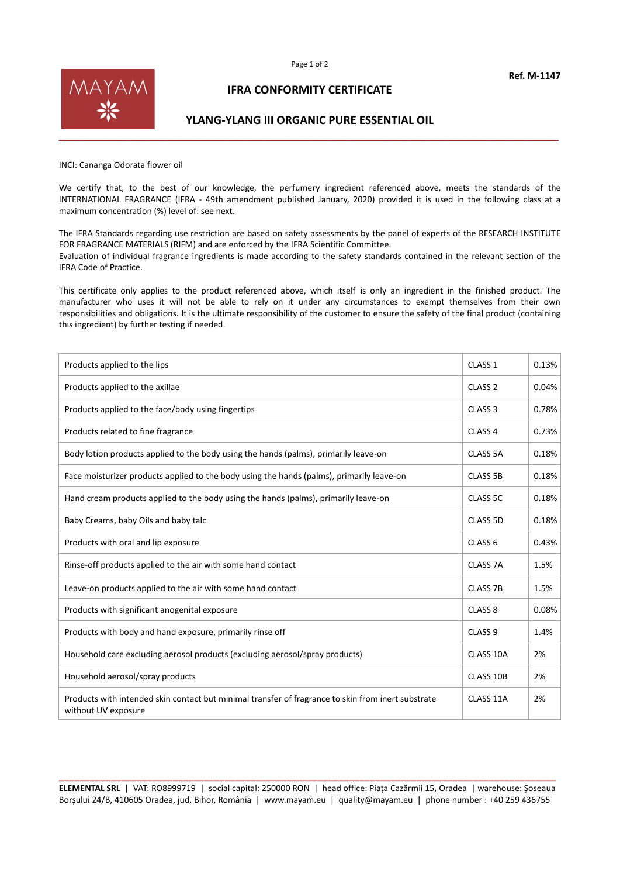**Ref. M-1147**

# IFRA CONFORMITY CERTIFICATE

## YLANG-YLANG III ORGANIC PURE ESSENTIAL OIL

INCI: Cananga Odorata flower oil

We certify that, to the best of our knowledge, the perfumery ingredient referenced above, meets the standards of the INTERNATIONAL FRAGRANCE (IFRA - 49th amendment published January, 2020) provided it is used in the following class at a maximum concentration (%) level of: see next.

The IFRA Standards regarding use restriction are based on safety assessments by the panel of experts of the RESEARCH INSTITUTE FOR FRAGRANCE MATERIALS (RIFM) and are enforced by the IFRA Scientific Committee.
Evaluation of individual fragrance ingredients is made according to the safety standards contained in the relevant section of the IFRA Code of Practice.

This certificate only applies to the product referenced above, which itself is only an ingredient in the finished product. The manufacturer who uses it will not be able to rely on it under any circumstances to exempt themselves from their own responsibilities and obligations. It is the ultimate responsibility of the customer to ensure the safety of the final product (containing this ingredient) by further testing if needed.

| | | |
|---|---|---|
| Products applied to the lips | CLASS 1 | 0.13% |
| Products applied to the axillae | CLASS 2 | 0.04% |
| Products applied to the face/body using fingertips | CLASS 3 | 0.78% |
| Products related to fine fragrance | CLASS 4 | 0.73% |
| Body lotion products applied to the body using the hands (palms), primarily leave-on | CLASS 5A | 0.18% |
| Face moisturizer products applied to the body using the hands (palms), primarily leave-on | CLASS 5B | 0.18% |
| Hand cream products applied to the body using the hands (palms), primarily leave-on | CLASS 5C | 0.18% |
| Baby Creams, baby Oils and baby talc | CLASS 5D | 0.18% |
| Products with oral and lip exposure | CLASS 6 | 0.43% |
| Rinse-off products applied to the air with some hand contact | CLASS 7A | 1.5% |
| Leave-on products applied to the air with some hand contact | CLASS 7B | 1.5% |
| Products with significant anogenital exposure | CLASS 8 | 0.08% |
| Products with body and hand exposure, primarily rinse off | CLASS 9 | 1.4% |
| Household care excluding aerosol products (excluding aerosol/spray products) | CLASS 10A | 2% |
| Household aerosol/spray products | CLASS 10B | 2% |
| Products with intended skin contact but minimal transfer of fragrance to skin from inert substrate without UV exposure | CLASS 11A | 2% |

**ELEMENTAL SRL** | VAT: RO8999719 | social capital: 250000 RON | head office: Piața Cazărmii 15, Oradea | warehouse: Șoseaua Borșului 24/B, 410605 Oradea, jud. Bihor, România | www.mayam.eu | quality@mayam.eu | phone number : +40 259 436755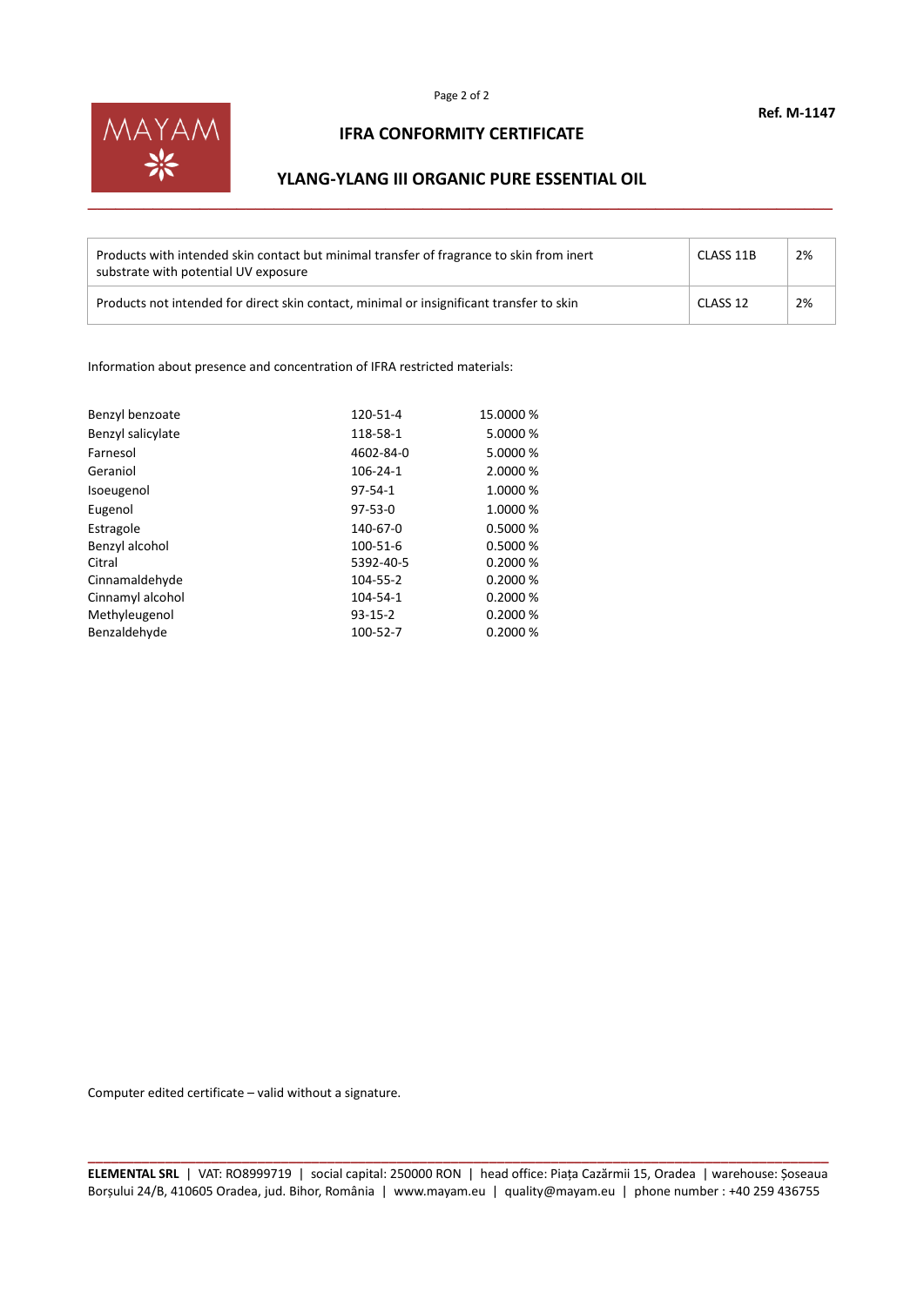**Ref. M-1147**

# IFRA CONFORMITY CERTIFICATE

## YLANG-YLANG III ORGANIC PURE ESSENTIAL OIL

| | | |
|---|---|---|
| Products with intended skin contact but minimal transfer of fragrance to skin from inert substrate with potential UV exposure | CLASS 11B | 2% |
| Products not intended for direct skin contact, minimal or insignificant transfer to skin | CLASS 12 | 2% |

Information about presence and concentration of IFRA restricted materials:

| | | |
|---|---|---|
| Benzyl benzoate | 120-51-4 | 15.0000 % |
| Benzyl salicylate | 118-58-1 | 5.0000 % |
| Farnesol | 4602-84-0 | 5.0000 % |
| Geraniol | 106-24-1 | 2.0000 % |
| Isoeugenol | 97-54-1 | 1.0000 % |
| Eugenol | 97-53-0 | 1.0000 % |
| Estragole | 140-67-0 | 0.5000 % |
| Benzyl alcohol | 100-51-6 | 0.5000 % |
| Citral | 5392-40-5 | 0.2000 % |
| Cinnamaldehyde | 104-55-2 | 0.2000 % |
| Cinnamyl alcohol | 104-54-1 | 0.2000 % |
| Methyleugenol | 93-15-2 | 0.2000 % |
| Benzaldehyde | 100-52-7 | 0.2000 % |

Computer edited certificate – valid without a signature.

**ELEMENTAL SRL** | VAT: RO8999719 | social capital: 250000 RON | head office: Piața Cazărmii 15, Oradea | warehouse: Șoseaua Borșului 24/B, 410605 Oradea, jud. Bihor, România | www.mayam.eu | quality@mayam.eu | phone number : +40 259 436755